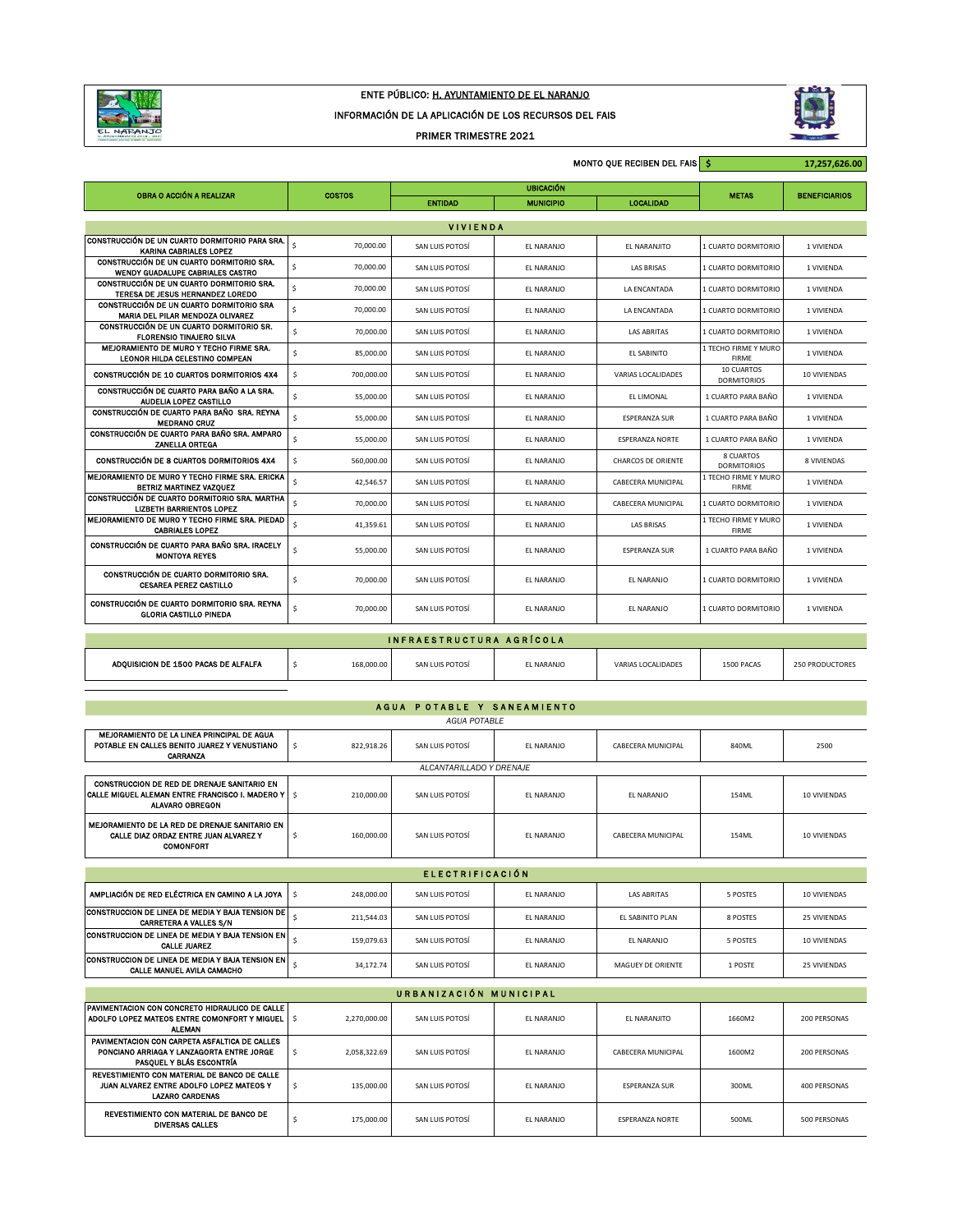ENTE PÚBLICO: H. AYUNTAMIENTO DE EL NARANJO

INFORMACIÓN DE LA APLICACIÓN DE LOS RECURSOS DEL FAIS

PRIMER TRIMESTRE 2021

MONTO QUE RECIBEN DEL FAIS $ 17,257,626.00

| OBRA O ACCIÓN A REALIZAR | COSTOS | UBICACIÓN | | | METAS | BENEFICIARIOS |
|---|---|---|---|---|---|---|
| | | ENTIDAD | MUNICIPIO | LOCALIDAD | | |
| **VIVIENDA** | | | | | | |
| CONSTRUCCIÓN DE UN CUARTO DORMITORIO PARA SRA. KARINA CABRIALES LOPEZ | $ 70,000.00 | SAN LUIS POTOSÍ | EL NARANJO | EL NARANJITO | 1 CUARTO DORMITORIO | 1 VIVIENDA |
| CONSTRUCCIÓN DE UN CUARTO DORMITORIO SRA. WENDY GUADALUPE CABRIALES CASTRO | $ 70,000.00 | SAN LUIS POTOSÍ | EL NARANJO | LAS BRISAS | 1 CUARTO DORMITORIO | 1 VIVIENDA |
| CONSTRUCCIÓN DE UN CUARTO DORMITORIO SRA. TERESA DE JESUS HERNANDEZ LOREDO | $ 70,000.00 | SAN LUIS POTOSÍ | EL NARANJO | LA ENCANTADA | 1 CUARTO DORMITORIO | 1 VIVIENDA |
| CONSTRUCCIÓN DE UN CUARTO DORMITORIO SRA MARIA DEL PILAR MENDOZA OLIVAREZ | $ 70,000.00 | SAN LUIS POTOSÍ | EL NARANJO | LA ENCANTADA | 1 CUARTO DORMITORIO | 1 VIVIENDA |
| CONSTRUCCIÓN DE UN CUARTO DORMITORIO SR. FLORENSIO TINAJERO SILVA | $ 70,000.00 | SAN LUIS POTOSÍ | EL NARANJO | LAS ABRITAS | 1 CUARTO DORMITORIO | 1 VIVIENDA |
| MEJORAMIENTO DE MURO Y TECHO FIRME SRA. LEONOR HILDA CELESTINO COMPEAN | $ 85,000.00 | SAN LUIS POTOSÍ | EL NARANJO | EL SABINITO | 1 TECHO FIRME Y MURO FIRME | 1 VIVIENDA |
| CONSTRUCCIÓN DE 10 CUARTOS DORMITORIOS 4X4 | $ 700,000.00 | SAN LUIS POTOSÍ | EL NARANJO | VARIAS LOCALIDADES | 10 CUARTOS DORMITORIOS | 10 VIVIENDAS |
| CONSTRUCCIÓN DE CUARTO PARA BAÑO A LA SRA. AUDELIA LOPEZ CASTILLO | $ 55,000.00 | SAN LUIS POTOSÍ | EL NARANJO | EL LIMONAL | 1 CUARTO PARA BAÑO | 1 VIVIENDA |
| CONSTRUCCIÓN DE CUARTO PARA BAÑO SRA. REYNA MEDRANO CRUZ | $ 55,000.00 | SAN LUIS POTOSÍ | EL NARANJO | ESPERANZA SUR | 1 CUARTO PARA BAÑO | 1 VIVIENDA |
| CONSTRUCCIÓN DE CUARTO PARA BAÑO SRA. AMPARO ZANELLA ORTEGA | $ 55,000.00 | SAN LUIS POTOSÍ | EL NARANJO | ESPERANZA NORTE | 1 CUARTO PARA BAÑO | 1 VIVIENDA |
| CONSTRUCCIÓN DE 8 CUARTOS DORMITORIOS 4X4 | $ 560,000.00 | SAN LUIS POTOSÍ | EL NARANJO | CHARCOS DE ORIENTE | 8 CUARTOS DORMITORIOS | 8 VIVIENDAS |
| MEJORAMIENTO DE MURO Y TECHO FIRME SRA. ERICKA BETRIZ MARTINEZ VAZQUEZ | $ 42,546.57 | SAN LUIS POTOSÍ | EL NARANJO | CABECERA MUNICIPAL | 1 TECHO FIRME Y MURO FIRME | 1 VIVIENDA |
| CONSTRUCCIÓN DE CUARTO DORMITORIO SRA. MARTHA LIZBETH BARRIENTOS LOPEZ | $ 70,000.00 | SAN LUIS POTOSÍ | EL NARANJO | CABECERA MUNICIPAL | 1 CUARTO DORMITORIO | 1 VIVIENDA |
| MEJORAMIENTO DE MURO Y TECHO FIRME SRA. PIEDAD CABRIALES LOPEZ | $ 41,359.61 | SAN LUIS POTOSÍ | EL NARANJO | LAS BRISAS | 1 TECHO FIRME Y MURO FIRME | 1 VIVIENDA |
| CONSTRUCCIÓN DE CUARTO PARA BAÑO SRA. IRACELY MONTOYA REYES | $ 55,000.00 | SAN LUIS POTOSÍ | EL NARANJO | ESPERANZA SUR | 1 CUARTO PARA BAÑO | 1 VIVIENDA |
| CONSTRUCCIÓN DE CUARTO DORMITORIO SRA. CESAREA PEREZ CASTILLO | $ 70,000.00 | SAN LUIS POTOSÍ | EL NARANJO | EL NARANJO | 1 CUARTO DORMITORIO | 1 VIVIENDA |
| CONSTRUCCIÓN DE CUARTO DORMITORIO SRA. REYNA GLORIA CASTILLO PINEDA | $ 70,000.00 | SAN LUIS POTOSÍ | EL NARANJO | EL NARANJO | 1 CUARTO DORMITORIO | 1 VIVIENDA |
| **INFRAESTRUCTURA AGRÍCOLA** | | | | | | |
| ADQUISICION DE 1500 PACAS DE ALFALFA | $ 168,000.00 | SAN LUIS POTOSÍ | EL NARANJO | VARIAS LOCALIDADES | 1500 PACAS | 250 PRODUCTORES |
| **AGUA POTABLE Y SANEAMIENTO** | | | | | | |
| *AGUA POTABLE* | | | | | | |
| MEJORAMIENTO DE LA LINEA PRINCIPAL DE AGUA POTABLE EN CALLES BENITO JUAREZ Y VENUSTIANO CARRANZA | $ 822,918.26 | SAN LUIS POTOSÍ | EL NARANJO | CABECERA MUNICIPAL | 840ML | 2500 |
| *ALCANTARILLADO Y DRENAJE* | | | | | | |
| CONSTRUCCION DE RED DE DRENAJE SANITARIO EN CALLE MIGUEL ALEMAN ENTRE FRANCISCO I. MADERO Y ALAVARO OBREGON | $ 210,000.00 | SAN LUIS POTOSÍ | EL NARANJO | EL NARANJO | 154ML | 10 VIVIENDAS |
| MEJORAMIENTO DE LA RED DE DRENAJE SANITARIO EN CALLE DIAZ ORDAZ ENTRE JUAN ALVAREZ Y COMONFORT | $ 160,000.00 | SAN LUIS POTOSÍ | EL NARANJO | CABECERA MUNICIPAL | 154ML | 10 VIVIENDAS |
| **ELECTRIFICACIÓN** | | | | | | |
| AMPLIACIÓN DE RED ELÉCTRICA EN CAMINO A LA JOYA | $ 248,000.00 | SAN LUIS POTOSÍ | EL NARANJO | LAS ABRITAS | 5 POSTES | 10 VIVIENDAS |
| CONSTRUCCION DE LINEA DE MEDIA Y BAJA TENSION DE CARRETERA A VALLES S/N | $ 211,544.03 | SAN LUIS POTOSÍ | EL NARANJO | EL SABINITO PLAN | 8 POSTES | 25 VIVIENDAS |
| CONSTRUCCION DE LINEA DE MEDIA Y BAJA TENSION EN CALLE JUAREZ | $ 159,079.63 | SAN LUIS POTOSÍ | EL NARANJO | EL NARANJO | 5 POSTES | 10 VIVIENDAS |
| CONSTRUCCION DE LINEA DE MEDIA Y BAJA TENSION EN CALLE MANUEL AVILA CAMACHO | $ 34,172.74 | SAN LUIS POTOSÍ | EL NARANJO | MAGUEY DE ORIENTE | 1 POSTE | 25 VIVIENDAS |
| **URBANIZACIÓN MUNICIPAL** | | | | | | |
| PAVIMENTACION CON CONCRETO HIDRAULICO DE CALLE ADOLFO LOPEZ MATEOS ENTRE COMONFORT Y MIGUEL ALEMAN | $ 2,270,000.00 | SAN LUIS POTOSÍ | EL NARANJO | EL NARANJITO | 1660M2 | 200 PERSONAS |
| PAVIMENTACION CON CARPETA ASFALTICA DE CALLES PONCIANO ARRIAGA Y LANZAGORTA ENTRE JORGE PASQUEL Y BLÁS ESCONTRÍA | $ 2,058,322.69 | SAN LUIS POTOSÍ | EL NARANJO | CABECERA MUNICIPAL | 1600M2 | 200 PERSONAS |
| REVESTIMIENTO CON MATERIAL DE BANCO DE CALLE JUAN ALVAREZ ENTRE ADOLFO LOPEZ MATEOS Y LAZARO CARDENAS | $ 135,000.00 | SAN LUIS POTOSÍ | EL NARANJO | ESPERANZA SUR | 300ML | 400 PERSONAS |
| REVESTIMIENTO CON MATERIAL DE BANCO DE DIVERSAS CALLES | $ 175,000.00 | SAN LUIS POTOSÍ | EL NARANJO | ESPERANZA NORTE | 500ML | 500 PERSONAS |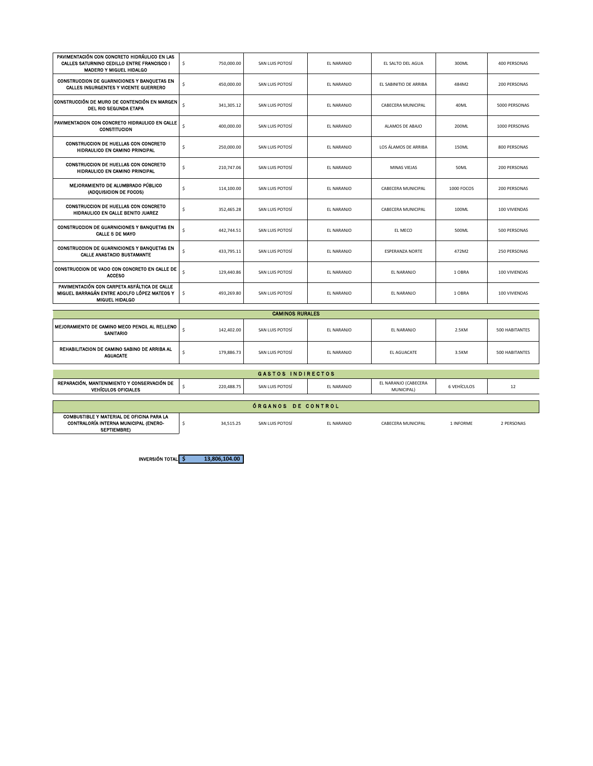| | | | | | | | |
|---|---|---|---|---|---|---|---|
| PAVIMENTACIÓN CON CONCRETO HIDRÁULICO EN LAS CALLES SATURNINO CEDILLO ENTRE FRANCISCO I MADERO Y MIGUEL HIDALGO | $ | 750,000.00 | SAN LUIS POTOSÍ | EL NARANJO | EL SALTO DEL AGUA | 300ML | 400 PERSONAS |
| CONSTRUCCION DE GUARNICIONES Y BANQUETAS EN CALLES INSURGENTES Y VICENTE GUERRERO | $ | 450,000.00 | SAN LUIS POTOSÍ | EL NARANJO | EL SABINITIO DE ARRIBA | 484M2 | 200 PERSONAS |
| CONSTRUCCIÓN DE MURO DE CONTENCIÓN EN MARGEN DEL RIO SEGUNDA ETAPA | $ | 341,305.12 | SAN LUIS POTOSÍ | EL NARANJO | CABECERA MUNICIPAL | 40ML | 5000 PERSONAS |
| PAVIMENTACION CON CONCRETO HIDRAULICO EN CALLE CONSTITUCION | $ | 400,000.00 | SAN LUIS POTOSÍ | EL NARANJO | ALAMOS DE ABAJO | 200ML | 1000 PERSONAS |
| CONSTRUCCION DE HUELLAS CON CONCRETO HIDRAULICO EN CAMINO PRINCIPAL | $ | 250,000.00 | SAN LUIS POTOSÍ | EL NARANJO | LOS ÁLAMOS DE ARRIBA | 150ML | 800 PERSONAS |
| CONSTRUCCION DE HUELLAS CON CONCRETO HIDRAULICO EN CAMINO PRINCIPAL | $ | 210,747.06 | SAN LUIS POTOSÍ | EL NARANJO | MINAS VIEJAS | 50ML | 200 PERSONAS |
| MEJORAMIENTO DE ALUMBRADO PÚBLICO (ADQUISICION DE FOCOS) | $ | 114,100.00 | SAN LUIS POTOSÍ | EL NARANJO | CABECERA MUNICIPAL | 1000 FOCOS | 200 PERSONAS |
| CONSTRUCCION DE HUELLAS CON CONCRETO HIDRAULICO EN CALLE BENITO JUAREZ | $ | 352,465.28 | SAN LUIS POTOSÍ | EL NARANJO | CABECERA MUNICIPAL | 100ML | 100 VIVIENDAS |
| CONSTRUCCION DE GUARNICIONES Y BANQUETAS EN CALLE 5 DE MAYO | $ | 442,744.51 | SAN LUIS POTOSÍ | EL NARANJO | EL MECO | 500ML | 500 PERSONAS |
| CONSTRUCCION DE GUARNICIONES Y BANQUETAS EN CALLE ANASTACIO BUSTAMANTE | $ | 433,795.11 | SAN LUIS POTOSÍ | EL NARANJO | ESPERANZA NORTE | 472M2 | 250 PERSONAS |
| CONSTRUCCION DE VADO CON CONCRETO EN CALLE DE ACCESO | $ | 129,440.86 | SAN LUIS POTOSÍ | EL NARANJO | EL NARANJO | 1 OBRA | 100 VIVIENDAS |
| PAVIMENTACIÓN CON CARPETA ASFÁLTICA DE CALLE MIGUEL BARRAGÁN ENTRE ADOLFO LÓPEZ MATEOS Y MIGUEL HIDALGO | $ | 493,269.80 | SAN LUIS POTOSÍ | EL NARANJO | EL NARANJO | 1 OBRA | 100 VIVIENDAS |
| **CAMINOS RURALES** | | | | | | | |
| MEJORAMIENTO DE CAMINO MECO PENCIL AL RELLENO SANITARIO | $ | 142,402.00 | SAN LUIS POTOSÍ | EL NARANJO | EL NARANJO | 2.5KM | 500 HABITANTES |
| REHABILITACION DE CAMINO SABINO DE ARRIBA AL AGUACATE | $ | 179,886.73 | SAN LUIS POTOSÍ | EL NARANJO | EL AGUACATE | 3.5KM | 500 HABITANTES |
| **GASTOS INDIRECTOS** | | | | | | | |
| REPARACIÓN, MANTENIMIENTO Y CONSERVACIÓN DE VEHÍCULOS OFICIALES | $ | 220,488.75 | SAN LUIS POTOSÍ | EL NARANJO | EL NARANJO (CABECERA MUNICIPAL) | 6 VEHÍCULOS | 12 |
| **ÓRGANOS DE CONTROL** | | | | | | | |
| COMBUSTIBLE Y MATERIAL DE OFICINA PARA LA CONTRALORÍA INTERNA MUNICIPAL (ENERO-SEPTIEMBRE) | $ | 34,515.25 | SAN LUIS POTOSÍ | EL NARANJO | CABECERA MUNICIPAL | 1 INFORME | 2 PERSONAS |
| **INVERSIÓN TOTAL** | **$** | **13,806,104.00** | | | | | |